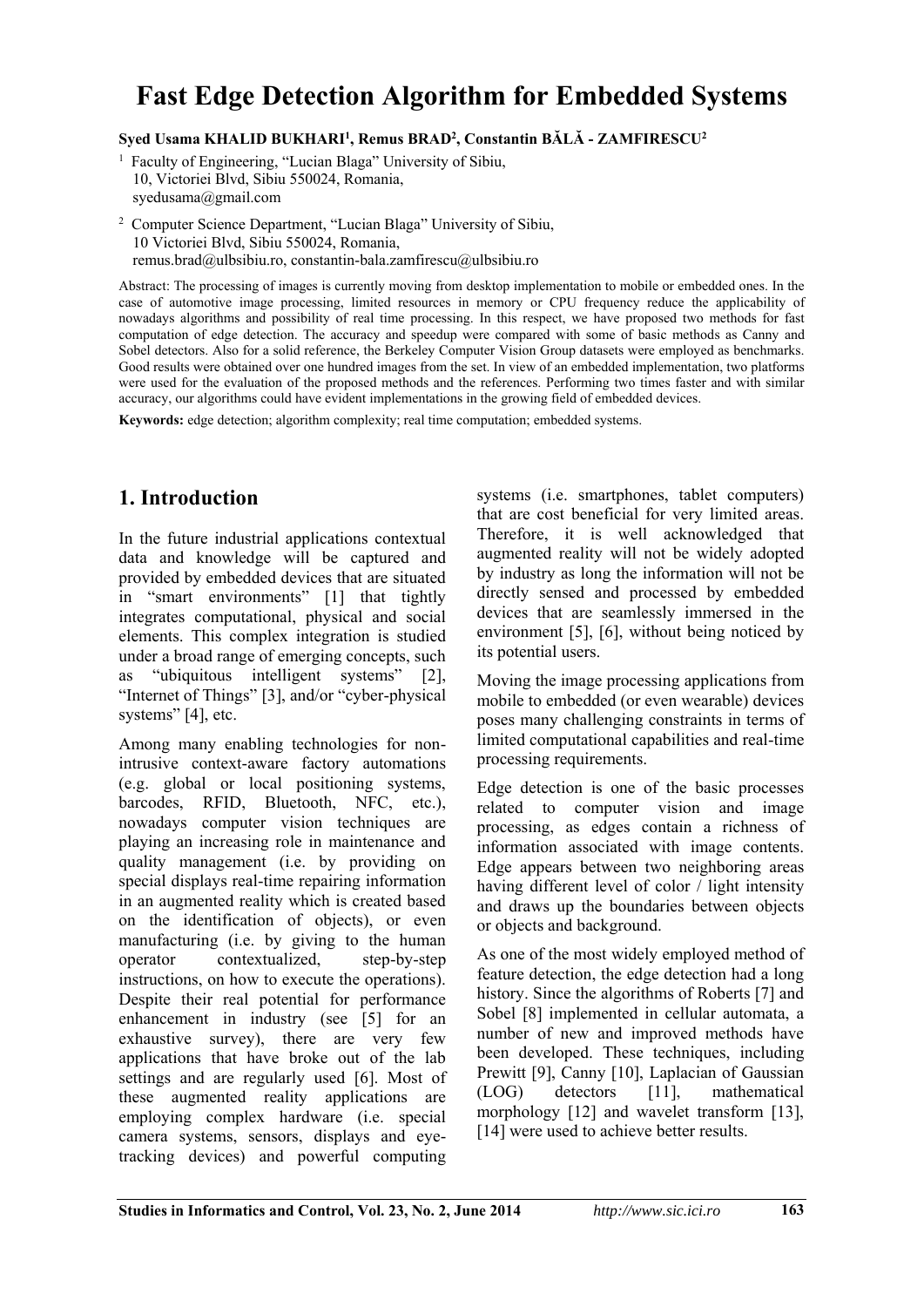# Fast Edge Detection Algorithm for Embedded Systems

**Syed Usama KHALID BUKHARI[1], Remus BRAD[2], Constantin BĂLĂ - ZAMFIRESCU[2]**

[1] Faculty of Engineering, "Lucian Blaga" University of Sibiu,
10, Victoriei Blvd, Sibiu 550024, Romania,
syedusama@gmail.com

[2] Computer Science Department, "Lucian Blaga" University of Sibiu,
10 Victoriei Blvd, Sibiu 550024, Romania,
remus.brad@ulbsibiu.ro, constantin-bala.zamfirescu@ulbsibiu.ro

Abstract: The processing of images is currently moving from desktop implementation to mobile or embedded ones. In the case of automotive image processing, limited resources in memory or CPU frequency reduce the applicability of nowadays algorithms and possibility of real time processing. In this respect, we have proposed two methods for fast computation of edge detection. The accuracy and speedup were compared with some of basic methods as Canny and Sobel detectors. Also for a solid reference, the Berkeley Computer Vision Group datasets were employed as benchmarks. Good results were obtained over one hundred images from the set. In view of an embedded implementation, two platforms were used for the evaluation of the proposed methods and the references. Performing two times faster and with similar accuracy, our algorithms could have evident implementations in the growing field of embedded devices.

**Keywords:** edge detection; algorithm complexity; real time computation; embedded systems.

## 1. Introduction

In the future industrial applications contextual data and knowledge will be captured and provided by embedded devices that are situated in "smart environments" [1] that tightly integrates computational, physical and social elements. This complex integration is studied under a broad range of emerging concepts, such as "ubiquitous intelligent systems" [2], "Internet of Things" [3], and/or "cyber-physical systems" [4], etc.

Among many enabling technologies for non-intrusive context-aware factory automations (e.g. global or local positioning systems, barcodes, RFID, Bluetooth, NFC, etc.), nowadays computer vision techniques are playing an increasing role in maintenance and quality management (i.e. by providing on special displays real-time repairing information in an augmented reality which is created based on the identification of objects), or even manufacturing (i.e. by giving to the human operator contextualized, step-by-step instructions, on how to execute the operations). Despite their real potential for performance enhancement in industry (see [5] for an exhaustive survey), there are very few applications that have broke out of the lab settings and are regularly used [6]. Most of these augmented reality applications are employing complex hardware (i.e. special camera systems, sensors, displays and eye-tracking devices) and powerful computing systems (i.e. smartphones, tablet computers) that are cost beneficial for very limited areas. Therefore, it is well acknowledged that augmented reality will not be widely adopted by industry as long the information will not be directly sensed and processed by embedded devices that are seamlessly immersed in the environment [5], [6], without being noticed by its potential users.

Moving the image processing applications from mobile to embedded (or even wearable) devices poses many challenging constraints in terms of limited computational capabilities and real-time processing requirements.

Edge detection is one of the basic processes related to computer vision and image processing, as edges contain a richness of information associated with image contents. Edge appears between two neighboring areas having different level of color / light intensity and draws up the boundaries between objects or objects and background.

As one of the most widely employed method of feature detection, the edge detection had a long history. Since the algorithms of Roberts [7] and Sobel [8] implemented in cellular automata, a number of new and improved methods have been developed. These techniques, including Prewitt [9], Canny [10], Laplacian of Gaussian (LOG) detectors [11], mathematical morphology [12] and wavelet transform [13], [14] were used to achieve better results.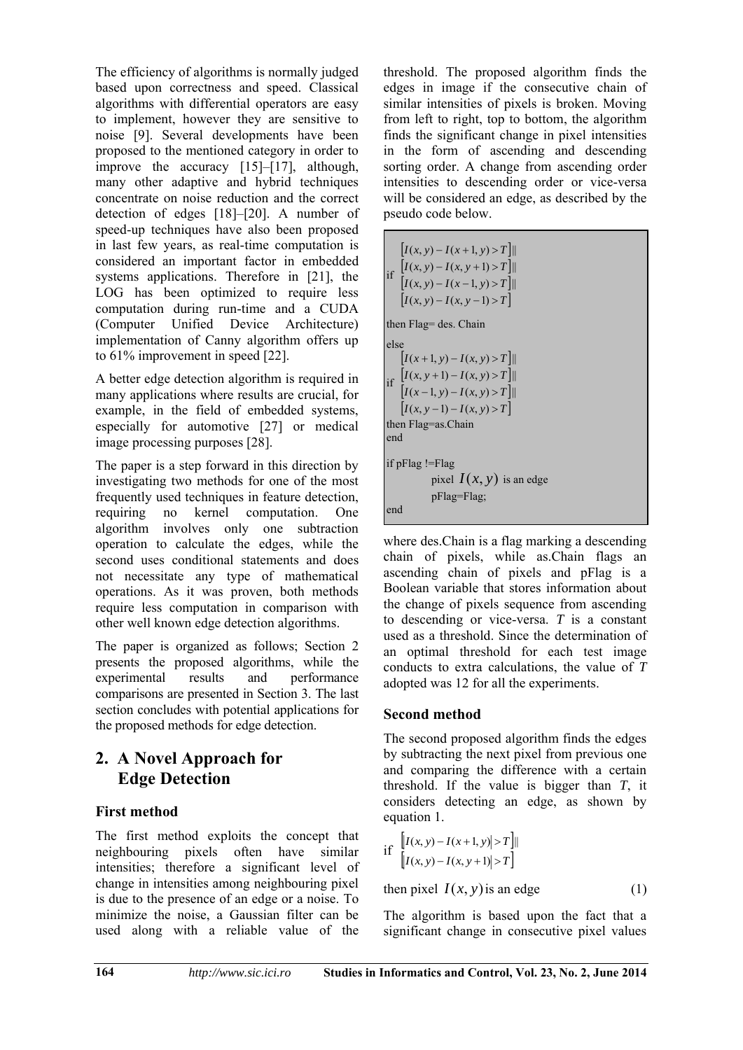The efficiency of algorithms is normally judged based upon correctness and speed. Classical algorithms with differential operators are easy to implement, however they are sensitive to noise [9]. Several developments have been proposed to the mentioned category in order to improve the accuracy [15]–[17], although, many other adaptive and hybrid techniques concentrate on noise reduction and the correct detection of edges [18]–[20]. A number of speed-up techniques have also been proposed in last few years, as real-time computation is considered an important factor in embedded systems applications. Therefore in [21], the LOG has been optimized to require less computation during run-time and a CUDA (Computer Unified Device Architecture) implementation of Canny algorithm offers up to 61% improvement in speed [22].

A better edge detection algorithm is required in many applications where results are crucial, for example, in the field of embedded systems, especially for automotive [27] or medical image processing purposes [28].

The paper is a step forward in this direction by investigating two methods for one of the most frequently used techniques in feature detection, requiring no kernel computation. One algorithm involves only one subtraction operation to calculate the edges, while the second uses conditional statements and does not necessitate any type of mathematical operations. As it was proven, both methods require less computation in comparison with other well known edge detection algorithms.

The paper is organized as follows; Section 2 presents the proposed algorithms, while the experimental results and performance comparisons are presented in Section 3. The last section concludes with potential applications for the proposed methods for edge detection.

## 2. A Novel Approach for Edge Detection

### First method

The first method exploits the concept that neighbouring pixels often have similar intensities; therefore a significant level of change in intensities among neighbouring pixel is due to the presence of an edge or a noise. To minimize the noise, a Gaussian filter can be used along with a reliable value of the threshold. The proposed algorithm finds the edges in image if the consecutive chain of similar intensities of pixels is broken. Moving from left to right, top to bottom, the algorithm finds the significant change in pixel intensities in the form of ascending and descending sorting order. A change from ascending order intensities to descending order or vice-versa will be considered an edge, as described by the pseudo code below.

$$\text{if } \begin{array}{l} [I(x,y) - I(x+1,y) > T] \,\|\, \\ [I(x,y) - I(x,y+1) > T] \,\|\, \\ [I(x,y) - I(x-1,y) > T] \,\|\, \\ [I(x,y) - I(x,y-1) > T] \end{array}$$

then Flag= des. Chain

else

$$\text{if } \begin{array}{l} [I(x+1,y) - I(x,y) > T] \,\|\, \\ [I(x,y+1) - I(x,y) > T] \,\|\, \\ [I(x-1,y) - I(x,y) > T] \,\|\, \\ [I(x,y-1) - I(x,y) > T] \end{array}$$

then Flag=as.Chain

end

if pFlag !=Flag

pixel $I(x,y)$ is an edge

pFlag=Flag;

end

where des.Chain is a flag marking a descending chain of pixels, while as.Chain flags an ascending chain of pixels and pFlag is a Boolean variable that stores information about the change of pixels sequence from ascending to descending or vice-versa. *T* is a constant used as a threshold. Since the determination of an optimal threshold for each test image conducts to extra calculations, the value of *T* adopted was 12 for all the experiments.

### Second method

The second proposed algorithm finds the edges by subtracting the next pixel from previous one and comparing the difference with a certain threshold. If the value is bigger than *T*, it considers detecting an edge, as shown by equation 1.

$$\text{if } \begin{array}{l} [|I(x,y) - I(x+1,y)| > T] \,\|\, \\ [|I(x,y) - I(x,y+1)| > T] \end{array}$$

then pixel $I(x,y)$ is an edge (1)

The algorithm is based upon the fact that a significant change in consecutive pixel values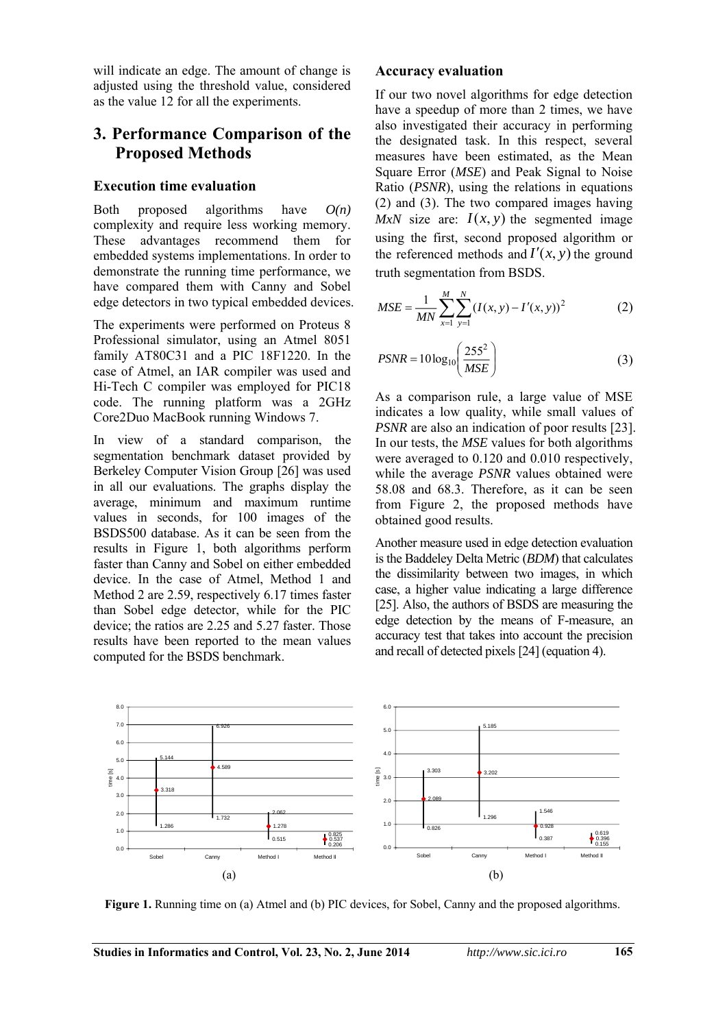will indicate an edge. The amount of change is adjusted using the threshold value, considered as the value 12 for all the experiments.

## 3. Performance Comparison of the Proposed Methods

### Execution time evaluation

Both proposed algorithms have *O(n)* complexity and require less working memory. These advantages recommend them for embedded systems implementations. In order to demonstrate the running time performance, we have compared them with Canny and Sobel edge detectors in two typical embedded devices.

The experiments were performed on Proteus 8 Professional simulator, using an Atmel 8051 family AT80C31 and a PIC 18F1220. In the case of Atmel, an IAR compiler was used and Hi-Tech C compiler was employed for PIC18 code. The running platform was a 2GHz Core2Duo MacBook running Windows 7.

In view of a standard comparison, the segmentation benchmark dataset provided by Berkeley Computer Vision Group [26] was used in all our evaluations. The graphs display the average, minimum and maximum runtime values in seconds, for 100 images of the BSDS500 database. As it can be seen from the results in Figure 1, both algorithms perform faster than Canny and Sobel on either embedded device. In the case of Atmel, Method 1 and Method 2 are 2.59, respectively 6.17 times faster than Sobel edge detector, while for the PIC device; the ratios are 2.25 and 5.27 faster. Those results have been reported to the mean values computed for the BSDS benchmark.

### Accuracy evaluation

If our two novel algorithms for edge detection have a speedup of more than 2 times, we have also investigated their accuracy in performing the designated task. In this respect, several measures have been estimated, as the Mean Square Error (*MSE*) and Peak Signal to Noise Ratio (*PSNR*), using the relations in equations (2) and (3). The two compared images having *MxN* size are: $I(x,y)$ the segmented image using the first, second proposed algorithm or the referenced methods and $I'(x,y)$ the ground truth segmentation from BSDS.

$$MSE = \frac{1}{MN}\sum_{x=1}^{M}\sum_{y=1}^{N}(I(x,y) - I'(x,y))^2 \tag{2}$$

$$PSNR = 10\log_{10}\left(\frac{255^2}{MSE}\right) \tag{3}$$

As a comparison rule, a large value of MSE indicates a low quality, while small values of *PSNR* are also an indication of poor results [23]. In our tests, the *MSE* values for both algorithms were averaged to 0.120 and 0.010 respectively, while the average *PSNR* values obtained were 58.08 and 68.3. Therefore, as it can be seen from Figure 2, the proposed methods have obtained good results.

Another measure used in edge detection evaluation is the Baddeley Delta Metric (*BDM*) that calculates the dissimilarity between two images, in which case, a higher value indicating a large difference [25]. Also, the authors of BSDS are measuring the edge detection by the means of F-measure, an accuracy test that takes into account the precision and recall of detected pixels [24] (equation 4).

**Figure 1.** Running time on (a) Atmel and (b) PIC devices, for Sobel, Canny and the proposed algorithms.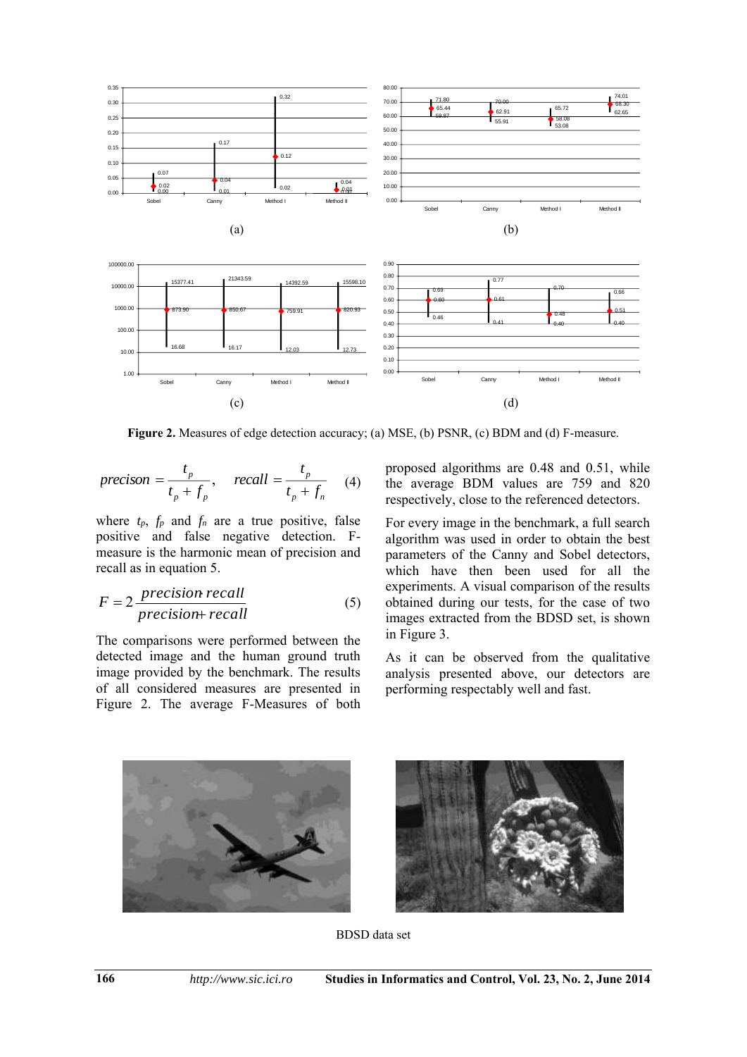Figure 2. Measures of edge detection accuracy; (a) MSE, (b) PSNR, (c) BDM and (d) F-measure.

$$precison = \frac{t_p}{t_p + f_p}, \quad recall = \frac{t_p}{t_p + f_n} \quad (4)$$

where $t_p$, $f_p$ and $f_n$ are a true positive, false positive and false negative detection. F-measure is the harmonic mean of precision and recall as in equation 5.

$$F = 2\frac{precision \cdot recall}{precision + recall} \quad (5)$$

The comparisons were performed between the detected image and the human ground truth image provided by the benchmark. The results of all considered measures are presented in Figure 2. The average F-Measures of both proposed algorithms are 0.48 and 0.51, while the average BDM values are 759 and 820 respectively, close to the referenced detectors.

For every image in the benchmark, a full search algorithm was used in order to obtain the best parameters of the Canny and Sobel detectors, which have then been used for all the experiments. A visual comparison of the results obtained during our tests, for the case of two images extracted from the BDSD set, is shown in Figure 3.

As it can be observed from the qualitative analysis presented above, our detectors are performing respectably well and fast.

BDSD data set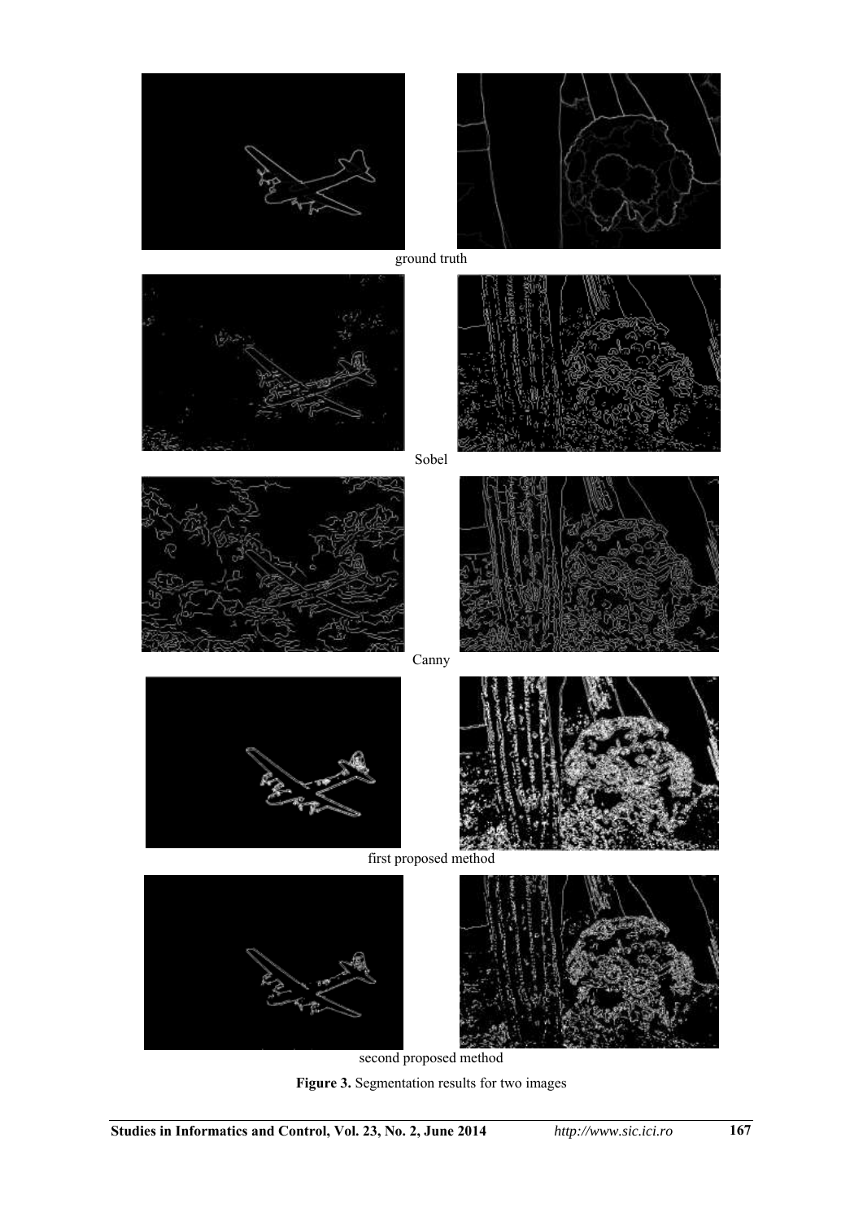ground truth

Sobel

Canny

first proposed method

second proposed method

**Figure 3.** Segmentation results for two images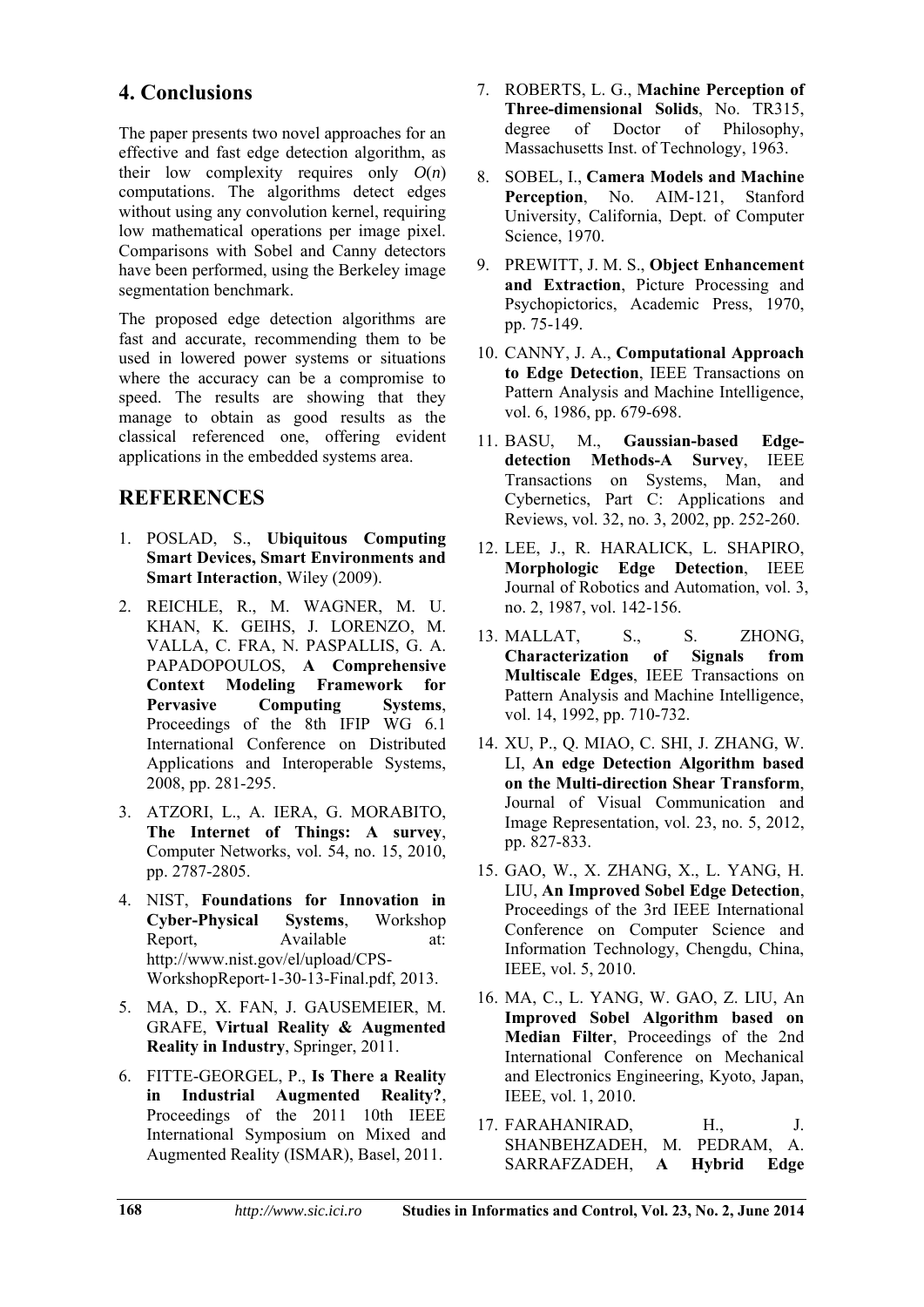## 4. Conclusions

The paper presents two novel approaches for an effective and fast edge detection algorithm, as their low complexity requires only $O(n)$ computations. The algorithms detect edges without using any convolution kernel, requiring low mathematical operations per image pixel. Comparisons with Sobel and Canny detectors have been performed, using the Berkeley image segmentation benchmark.

The proposed edge detection algorithms are fast and accurate, recommending them to be used in lowered power systems or situations where the accuracy can be a compromise to speed. The results are showing that they manage to obtain as good results as the classical referenced one, offering evident applications in the embedded systems area.

## REFERENCES

1. POSLAD, S., **Ubiquitous Computing Smart Devices, Smart Environments and Smart Interaction**, Wiley (2009).
2. REICHLE, R., M. WAGNER, M. U. KHAN, K. GEIHS, J. LORENZO, M. VALLA, C. FRA, N. PASPALLIS, G. A. PAPADOPOULOS, **A Comprehensive Context Modeling Framework for Pervasive Computing Systems**, Proceedings of the 8th IFIP WG 6.1 International Conference on Distributed Applications and Interoperable Systems, 2008, pp. 281-295.
3. ATZORI, L., A. IERA, G. MORABITO, **The Internet of Things: A survey**, Computer Networks, vol. 54, no. 15, 2010, pp. 2787-2805.
4. NIST, **Foundations for Innovation in Cyber-Physical Systems**, Workshop Report, Available at: http://www.nist.gov/el/upload/CPS-WorkshopReport-1-30-13-Final.pdf, 2013.
5. MA, D., X. FAN, J. GAUSEMEIER, M. GRAFE, **Virtual Reality & Augmented Reality in Industry**, Springer, 2011.
6. FITTE-GEORGEL, P., **Is There a Reality in Industrial Augmented Reality?**, Proceedings of the 2011 10th IEEE International Symposium on Mixed and Augmented Reality (ISMAR), Basel, 2011.
7. ROBERTS, L. G., **Machine Perception of Three-dimensional Solids**, No. TR315, degree of Doctor of Philosophy, Massachusetts Inst. of Technology, 1963.
8. SOBEL, I., **Camera Models and Machine Perception**, No. AIM-121, Stanford University, California, Dept. of Computer Science, 1970.
9. PREWITT, J. M. S., **Object Enhancement and Extraction**, Picture Processing and Psychopictorics, Academic Press, 1970, pp. 75-149.
10. CANNY, J. A., **Computational Approach to Edge Detection**, IEEE Transactions on Pattern Analysis and Machine Intelligence, vol. 6, 1986, pp. 679-698.
11. BASU, M., **Gaussian-based Edge-detection Methods-A Survey**, IEEE Transactions on Systems, Man, and Cybernetics, Part C: Applications and Reviews, vol. 32, no. 3, 2002, pp. 252-260.
12. LEE, J., R. HARALICK, L. SHAPIRO, **Morphologic Edge Detection**, IEEE Journal of Robotics and Automation, vol. 3, no. 2, 1987, vol. 142-156.
13. MALLAT, S., S. ZHONG, **Characterization of Signals from Multiscale Edges**, IEEE Transactions on Pattern Analysis and Machine Intelligence, vol. 14, 1992, pp. 710-732.
14. XU, P., Q. MIAO, C. SHI, J. ZHANG, W. LI, **An edge Detection Algorithm based on the Multi-direction Shear Transform**, Journal of Visual Communication and Image Representation, vol. 23, no. 5, 2012, pp. 827-833.
15. GAO, W., X. ZHANG, X., L. YANG, H. LIU, **An Improved Sobel Edge Detection**, Proceedings of the 3rd IEEE International Conference on Computer Science and Information Technology, Chengdu, China, IEEE, vol. 5, 2010.
16. MA, C., L. YANG, W. GAO, Z. LIU, An **Improved Sobel Algorithm based on Median Filter**, Proceedings of the 2nd International Conference on Mechanical and Electronics Engineering, Kyoto, Japan, IEEE, vol. 1, 2010.
17. FARAHANIRAD, H., J. SHANBEHZADEH, M. PEDRAM, A. SARRAFZADEH, **A Hybrid Edge**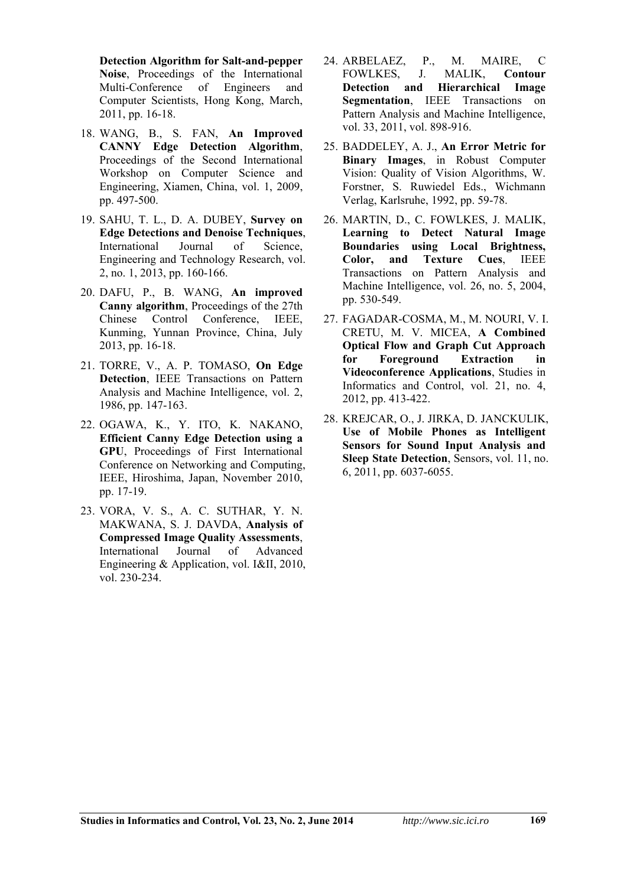**Detection Algorithm for Salt-and-pepper Noise**, Proceedings of the International Multi-Conference of Engineers and Computer Scientists, Hong Kong, March, 2011, pp. 16-18.

18. WANG, B., S. FAN, **An Improved CANNY Edge Detection Algorithm**, Proceedings of the Second International Workshop on Computer Science and Engineering, Xiamen, China, vol. 1, 2009, pp. 497-500.

19. SAHU, T. L., D. A. DUBEY, **Survey on Edge Detections and Denoise Techniques**, International Journal of Science, Engineering and Technology Research, vol. 2, no. 1, 2013, pp. 160-166.

20. DAFU, P., B. WANG, **An improved Canny algorithm**, Proceedings of the 27th Chinese Control Conference, IEEE, Kunming, Yunnan Province, China, July 2013, pp. 16-18.

21. TORRE, V., A. P. TOMASO, **On Edge Detection**, IEEE Transactions on Pattern Analysis and Machine Intelligence, vol. 2, 1986, pp. 147-163.

22. OGAWA, K., Y. ITO, K. NAKANO, **Efficient Canny Edge Detection using a GPU**, Proceedings of First International Conference on Networking and Computing, IEEE, Hiroshima, Japan, November 2010, pp. 17-19.

23. VORA, V. S., A. C. SUTHAR, Y. N. MAKWANA, S. J. DAVDA, **Analysis of Compressed Image Quality Assessments**, International Journal of Advanced Engineering & Application, vol. I&II, 2010, vol. 230-234.

24. ARBELAEZ, P., M. MAIRE, C FOWLKES, J. MALIK, **Contour Detection and Hierarchical Image Segmentation**, IEEE Transactions on Pattern Analysis and Machine Intelligence, vol. 33, 2011, vol. 898-916.

25. BADDELEY, A. J., **An Error Metric for Binary Images**, in Robust Computer Vision: Quality of Vision Algorithms, W. Forstner, S. Ruwiedel Eds., Wichmann Verlag, Karlsruhe, 1992, pp. 59-78.

26. MARTIN, D., C. FOWLKES, J. MALIK, **Learning to Detect Natural Image Boundaries using Local Brightness, Color, and Texture Cues**, IEEE Transactions on Pattern Analysis and Machine Intelligence, vol. 26, no. 5, 2004, pp. 530-549.

27. FAGADAR-COSMA, M., M. NOURI, V. I. CRETU, M. V. MICEA, **A Combined Optical Flow and Graph Cut Approach for Foreground Extraction in Videoconference Applications**, Studies in Informatics and Control, vol. 21, no. 4, 2012, pp. 413-422.

28. KREJCAR, O., J. JIRKA, D. JANCKULIK, **Use of Mobile Phones as Intelligent Sensors for Sound Input Analysis and Sleep State Detection**, Sensors, vol. 11, no. 6, 2011, pp. 6037-6055.